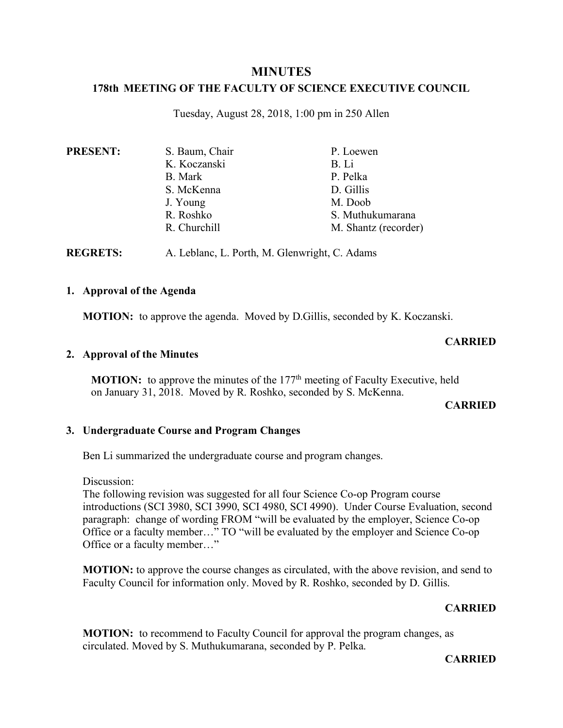# MINUTES

## 178th MEETING OF THE FACULTY OF SCIENCE EXECUTIVE COUNCIL

Tuesday, August 28, 2018, 1:00 pm in 250 Allen

**PRESENT:**

| | |
|---|---|
| S. Baum, Chair | P. Loewen |
| K. Koczanski | B. Li |
| B. Mark | P. Pelka |
| S. McKenna | D. Gillis |
| J. Young | M. Doob |
| R. Roshko | S. Muthukumarana |
| R. Churchill | M. Shantz (recorder) |

**REGRETS:** A. Leblanc, L. Porth, M. Glenwright, C. Adams

### 1. Approval of the Agenda

**MOTION:** to approve the agenda. Moved by D.Gillis, seconded by K. Koczanski.

**CARRIED**

### 2. Approval of the Minutes

**MOTION:** to approve the minutes of the 177th meeting of Faculty Executive, held on January 31, 2018. Moved by R. Roshko, seconded by S. McKenna.

**CARRIED**

### 3. Undergraduate Course and Program Changes

Ben Li summarized the undergraduate course and program changes.

Discussion:
The following revision was suggested for all four Science Co-op Program course introductions (SCI 3980, SCI 3990, SCI 4980, SCI 4990). Under Course Evaluation, second paragraph: change of wording FROM "will be evaluated by the employer, Science Co-op Office or a faculty member…" TO "will be evaluated by the employer and Science Co-op Office or a faculty member…"

**MOTION:** to approve the course changes as circulated, with the above revision, and send to Faculty Council for information only. Moved by R. Roshko, seconded by D. Gillis.

**CARRIED**

**MOTION:** to recommend to Faculty Council for approval the program changes, as circulated. Moved by S. Muthukumarana, seconded by P. Pelka.

**CARRIED**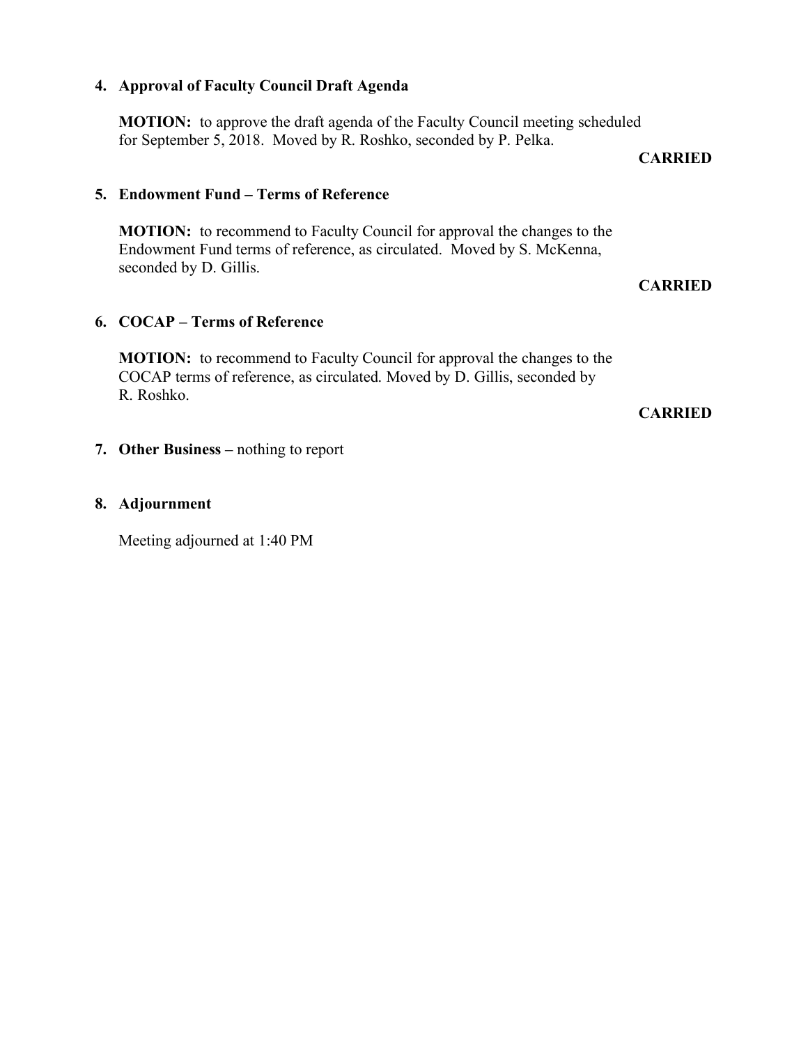## 4. Approval of Faculty Council Draft Agenda

**MOTION:** to approve the draft agenda of the Faculty Council meeting scheduled for September 5, 2018. Moved by R. Roshko, seconded by P. Pelka.

**CARRIED**

## 5. Endowment Fund – Terms of Reference

**MOTION:** to recommend to Faculty Council for approval the changes to the Endowment Fund terms of reference, as circulated. Moved by S. McKenna, seconded by D. Gillis.

**CARRIED**

## 6. COCAP – Terms of Reference

**MOTION:** to recommend to Faculty Council for approval the changes to the COCAP terms of reference, as circulated. Moved by D. Gillis, seconded by R. Roshko.

**CARRIED**

## 7. Other Business – nothing to report

## 8. Adjournment

Meeting adjourned at 1:40 PM